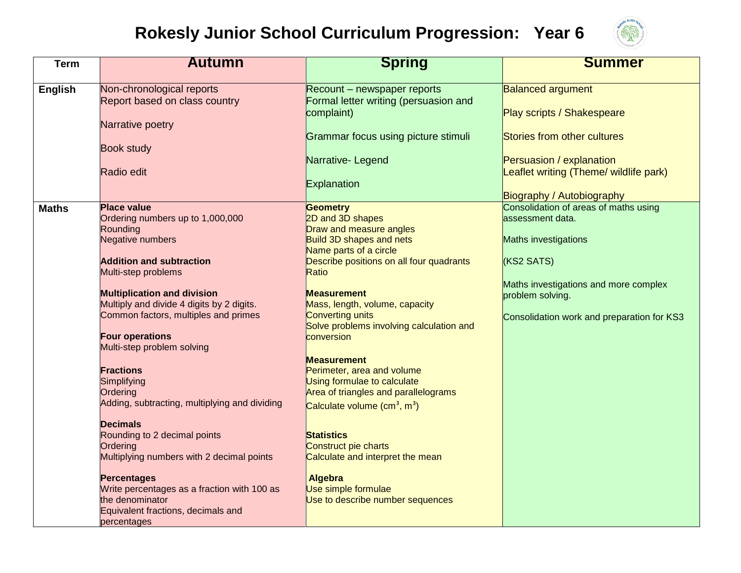# Rokesly Junior School Curriculum Progression: Year 6

| Term | Autumn | Spring | Summer |
|---|---|---|---|
| **English** | Non-chronological reports<br>Report based on class country<br><br>Narrative poetry<br><br>Book study<br><br>Radio edit | Recount – newspaper reports<br>Formal letter writing (persuasion and complaint)<br><br>Grammar focus using picture stimuli<br><br>Narrative- Legend<br><br>Explanation | Balanced argument<br><br>Play scripts / Shakespeare<br><br>Stories from other cultures<br><br>Persuasion / explanation<br>Leaflet writing (Theme/ wildlife park)<br><br>Biography / Autobiography |
| **Maths** | **Place value**<br>Ordering numbers up to 1,000,000<br>Rounding<br>Negative numbers<br><br>**Addition and subtraction**<br>Multi-step problems<br><br>**Multiplication and division**<br>Multiply and divide 4 digits by 2 digits.<br>Common factors, multiples and primes<br><br>**Four operations**<br>Multi-step problem solving<br><br>**Fractions**<br>Simplifying<br>Ordering<br>Adding, subtracting, multiplying and dividing<br><br>**Decimals**<br>Rounding to 2 decimal points<br>Ordering<br>Multiplying numbers with 2 decimal points<br><br>**Percentages**<br>Write percentages as a fraction with 100 as the denominator<br>Equivalent fractions, decimals and percentages | **Geometry**<br>2D and 3D shapes<br>Draw and measure angles<br>Build 3D shapes and nets<br>Name parts of a circle<br>Describe positions on all four quadrants<br>Ratio<br><br>**Measurement**<br>Mass, length, volume, capacity<br>Converting units<br>Solve problems involving calculation and conversion<br><br>**Measurement**<br>Perimeter, area and volume<br>Using formulae to calculate<br>Area of triangles and parallelograms<br>Calculate volume ($cm^3$, $m^3$)<br><br>**Statistics**<br>Construct pie charts<br>Calculate and interpret the mean<br><br>**Algebra**<br>Use simple formulae<br>Use to describe number sequences | Consolidation of areas of maths using assessment data.<br><br>Maths investigations<br><br>(KS2 SATS)<br><br>Maths investigations and more complex problem solving.<br><br>Consolidation work and preparation for KS3 |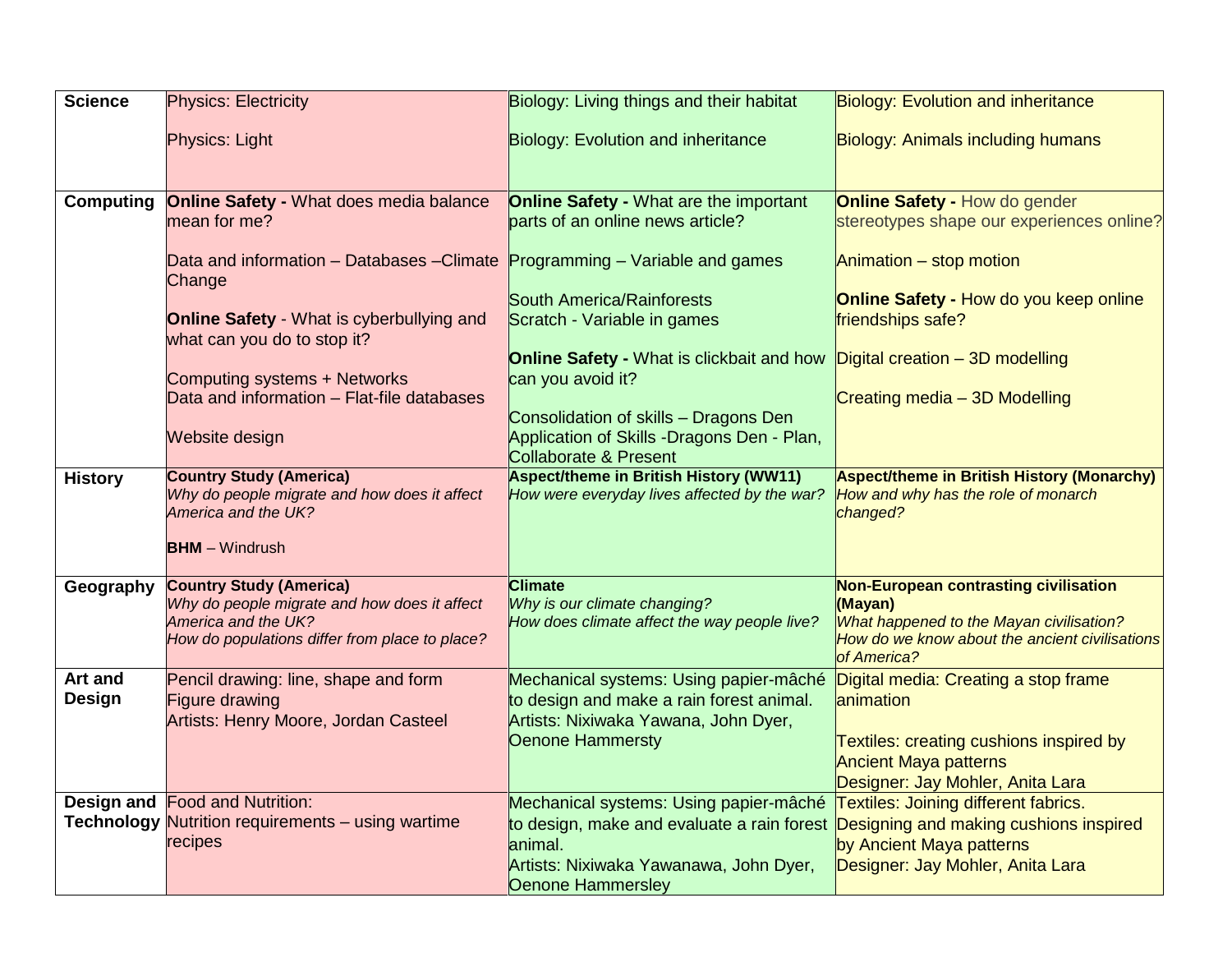| | | | |
|---|---|---|---|
| **Science** | Physics: Electricity<br><br>Physics: Light | Biology: Living things and their habitat<br><br>Biology: Evolution and inheritance | Biology: Evolution and inheritance<br><br>Biology: Animals including humans |
| **Computing** | **Online Safety -** What does media balance mean for me?<br><br>Data and information – Databases –Climate Change<br><br>**Online Safety** - What is cyberbullying and what can you do to stop it?<br><br>Computing systems + Networks<br>Data and information – Flat-file databases<br><br>Website design | **Online Safety -** What are the important parts of an online news article?<br><br>Programming – Variable and games<br><br>South America/Rainforests<br>Scratch - Variable in games<br><br>**Online Safety -** What is clickbait and how can you avoid it?<br><br>Consolidation of skills – Dragons Den<br>Application of Skills -Dragons Den - Plan, Collaborate & Present | **Online Safety -** How do gender stereotypes shape our experiences online?<br><br>Animation – stop motion<br><br>**Online Safety -** How do you keep online friendships safe?<br><br>Digital creation – 3D modelling<br><br>Creating media – 3D Modelling |
| **History** | **Country Study (America)**<br>*Why do people migrate and how does it affect America and the UK?*<br><br>**BHM** – Windrush | **Aspect/theme in British History (WW11)**<br>*How were everyday lives affected by the war?* | **Aspect/theme in British History (Monarchy)**<br>*How and why has the role of monarch changed?* |
| **Geography** | **Country Study (America)**<br>*Why do people migrate and how does it affect America and the UK?*<br>*How do populations differ from place to place?* | **Climate**<br>*Why is our climate changing?*<br>*How does climate affect the way people live?* | **Non-European contrasting civilisation (Mayan)**<br>*What happened to the Mayan civilisation?*<br>*How do we know about the ancient civilisations of America?* |
| **Art and Design** | Pencil drawing: line, shape and form<br>Figure drawing<br>Artists: Henry Moore, Jordan Casteel | Mechanical systems: Using papier-mâché to design and make a rain forest animal.<br>Artists: Nixiwaka Yawana, John Dyer, Oenone Hammersty | Digital media: Creating a stop frame animation<br><br>Textiles: creating cushions inspired by Ancient Maya patterns<br>Designer: Jay Mohler, Anita Lara |
| **Design and Technology** | Food and Nutrition:<br>Nutrition requirements – using wartime recipes | Mechanical systems: Using papier-mâché to design, make and evaluate a rain forest animal.<br>Artists: Nixiwaka Yawanawa, John Dyer, Oenone Hammersley | Textiles: Joining different fabrics.<br>Designing and making cushions inspired by Ancient Maya patterns<br>Designer: Jay Mohler, Anita Lara |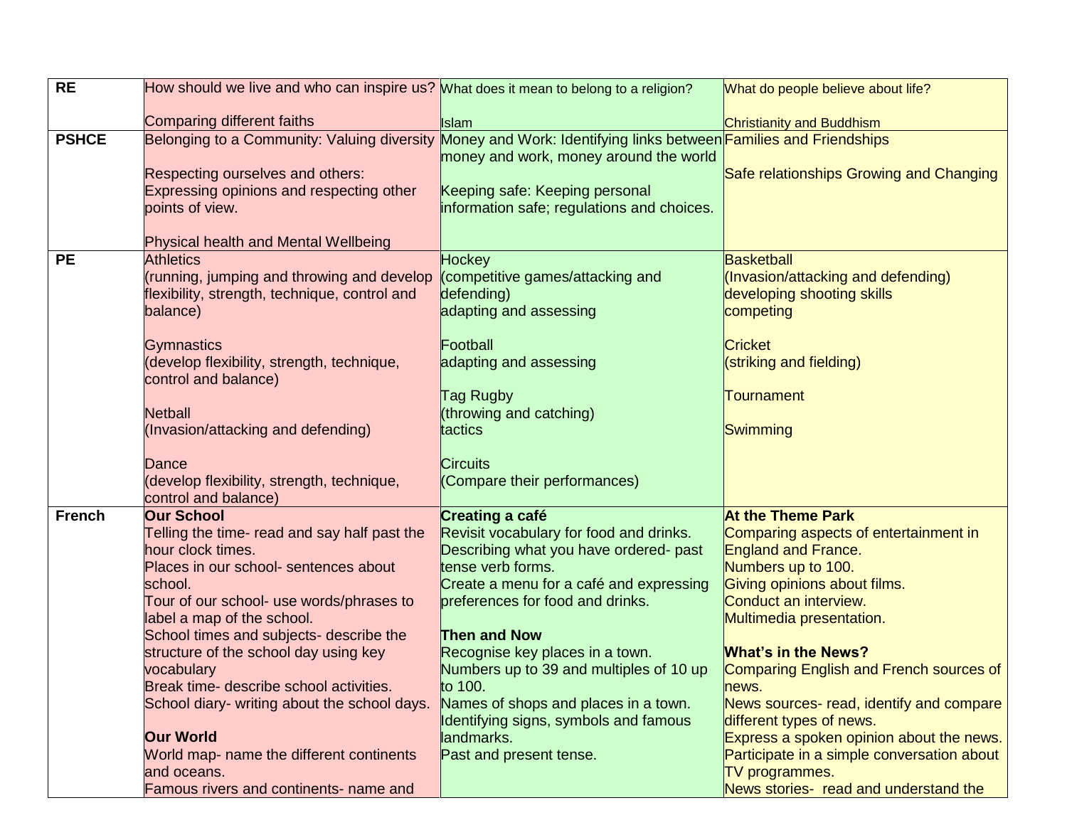| RE | How should we live and who can inspire us?<br><br>Comparing different faiths | What does it mean to belong to a religion?<br><br>Islam | What do people believe about life?<br><br>Christianity and Buddhism |
|---|---|---|---|
| **PSHCE** | Belonging to a Community: Valuing diversity<br><br>Respecting ourselves and others: Expressing opinions and respecting other points of view.<br><br>Physical health and Mental Wellbeing | Money and Work: Identifying links between money and work, money around the world<br><br>Keeping safe: Keeping personal information safe; regulations and choices. | Families and Friendships<br><br>Safe relationships Growing and Changing |
| **PE** | Athletics<br>(running, jumping and throwing and develop flexibility, strength, technique, control and balance)<br><br>Gymnastics<br>(develop flexibility, strength, technique, control and balance)<br><br>Netball<br>(Invasion/attacking and defending)<br><br>Dance<br>(develop flexibility, strength, technique, control and balance) | Hockey<br>(competitive games/attacking and defending)<br>adapting and assessing<br><br>Football<br>adapting and assessing<br><br>Tag Rugby<br>(throwing and catching)<br>tactics<br><br>Circuits<br>(Compare their performances) | Basketball<br>(Invasion/attacking and defending)<br>developing shooting skills<br>competing<br><br>Cricket<br>(striking and fielding)<br><br>Tournament<br><br>Swimming |
| **French** | **Our School**<br>Telling the time- read and say half past the hour clock times.<br>Places in our school- sentences about school.<br>Tour of our school- use words/phrases to label a map of the school.<br>School times and subjects- describe the structure of the school day using key vocabulary<br>Break time- describe school activities.<br>School diary- writing about the school days.<br><br>**Our World**<br>World map- name the different continents and oceans.<br>Famous rivers and continents- name and | **Creating a café**<br>Revisit vocabulary for food and drinks.<br>Describing what you have ordered- past tense verb forms.<br>Create a menu for a café and expressing preferences for food and drinks.<br><br>**Then and Now**<br>Recognise key places in a town.<br>Numbers up to 39 and multiples of 10 up to 100.<br>Names of shops and places in a town.<br>Identifying signs, symbols and famous landmarks.<br>Past and present tense. | **At the Theme Park**<br>Comparing aspects of entertainment in England and France.<br>Numbers up to 100.<br>Giving opinions about films.<br>Conduct an interview.<br>Multimedia presentation.<br><br>**What's in the News?**<br>Comparing English and French sources of news.<br>News sources- read, identify and compare different types of news.<br>Express a spoken opinion about the news.<br>Participate in a simple conversation about TV programmes.<br>News stories- read and understand the |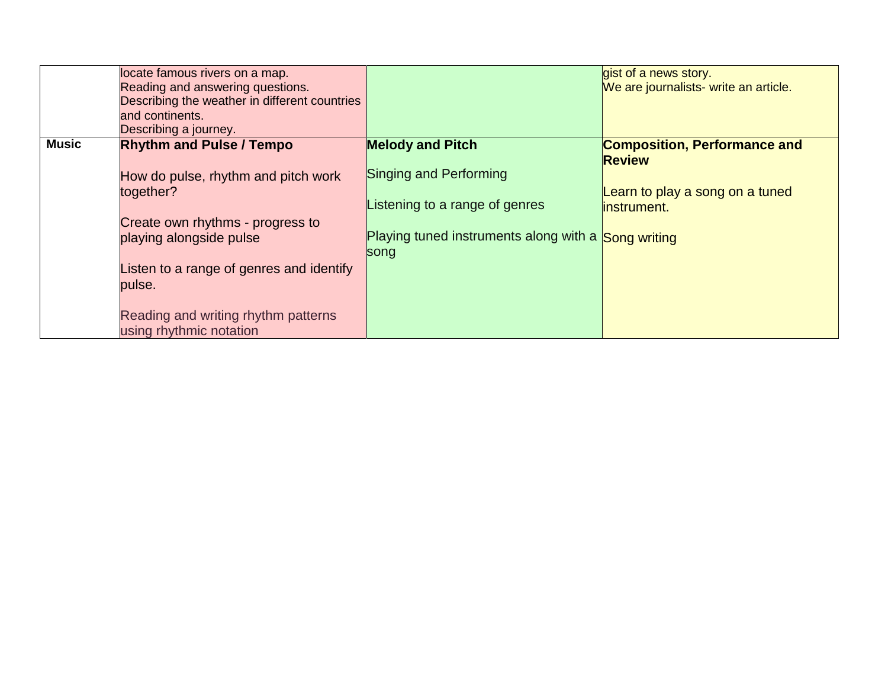| | | | |
|---|---|---|---|
| | locate famous rivers on a map.<br>Reading and answering questions.<br>Describing the weather in different countries and continents.<br>Describing a journey. | | gist of a news story.<br>We are journalists- write an article. |
| **Music** | **Rhythm and Pulse / Tempo**<br><br>How do pulse, rhythm and pitch work together?<br><br>Create own rhythms - progress to playing alongside pulse<br><br>Listen to a range of genres and identify pulse.<br><br>Reading and writing rhythm patterns using rhythmic notation | **Melody and Pitch**<br><br>Singing and Performing<br><br>Listening to a range of genres<br><br>Playing tuned instruments along with a song | **Composition, Performance and Review**<br><br>Learn to play a song on a tuned instrument.<br><br>Song writing |